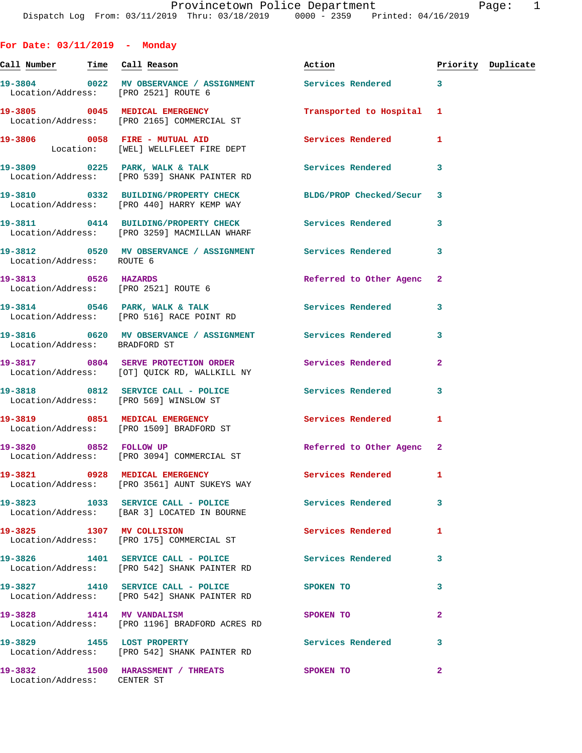Provincetown Police Department
Dispatch Log From: 03/11/2019 Thru: 03/18/2019 0000 - 2359 Printed: 04/16/2019

## For Date: 03/11/2019 - Monday

| Call Number | Time | Call Reason | Action | Priority | Duplicate |
|---|---|---|---|---|---|
| 19-3804 | 0022 | MV OBSERVANCE / ASSIGNMENT | Services Rendered | 3 | |
| Location/Address: | | [PRO 2521] ROUTE 6 | | | |
| 19-3805 | 0045 | MEDICAL EMERGENCY | Transported to Hospital | 1 | |
| Location/Address: | | [PRO 2165] COMMERCIAL ST | | | |
| 19-3806 | 0058 | FIRE - MUTUAL AID | Services Rendered | 1 | |
| Location: | | [WEL] WELLFLEET FIRE DEPT | | | |
| 19-3809 | 0225 | PARK, WALK & TALK | Services Rendered | 3 | |
| Location/Address: | | [PRO 539] SHANK PAINTER RD | | | |
| 19-3810 | 0332 | BUILDING/PROPERTY CHECK | BLDG/PROP Checked/Secur | 3 | |
| Location/Address: | | [PRO 440] HARRY KEMP WAY | | | |
| 19-3811 | 0414 | BUILDING/PROPERTY CHECK | Services Rendered | 3 | |
| Location/Address: | | [PRO 3259] MACMILLAN WHARF | | | |
| 19-3812 | 0520 | MV OBSERVANCE / ASSIGNMENT | Services Rendered | 3 | |
| Location/Address: | | ROUTE 6 | | | |
| 19-3813 | 0526 | HAZARDS | Referred to Other Agenc | 2 | |
| Location/Address: | | [PRO 2521] ROUTE 6 | | | |
| 19-3814 | 0546 | PARK, WALK & TALK | Services Rendered | 3 | |
| Location/Address: | | [PRO 516] RACE POINT RD | | | |
| 19-3816 | 0620 | MV OBSERVANCE / ASSIGNMENT | Services Rendered | 3 | |
| Location/Address: | | BRADFORD ST | | | |
| 19-3817 | 0804 | SERVE PROTECTION ORDER | Services Rendered | 2 | |
| Location/Address: | | [OT] QUICK RD, WALLKILL NY | | | |
| 19-3818 | 0812 | SERVICE CALL - POLICE | Services Rendered | 3 | |
| Location/Address: | | [PRO 569] WINSLOW ST | | | |
| 19-3819 | 0851 | MEDICAL EMERGENCY | Services Rendered | 1 | |
| Location/Address: | | [PRO 1509] BRADFORD ST | | | |
| 19-3820 | 0852 | FOLLOW UP | Referred to Other Agenc | 2 | |
| Location/Address: | | [PRO 3094] COMMERCIAL ST | | | |
| 19-3821 | 0928 | MEDICAL EMERGENCY | Services Rendered | 1 | |
| Location/Address: | | [PRO 3561] AUNT SUKEYS WAY | | | |
| 19-3823 | 1033 | SERVICE CALL - POLICE | Services Rendered | 3 | |
| Location/Address: | | [BAR 3] LOCATED IN BOURNE | | | |
| 19-3825 | 1307 | MV COLLISION | Services Rendered | 1 | |
| Location/Address: | | [PRO 175] COMMERCIAL ST | | | |
| 19-3826 | 1401 | SERVICE CALL - POLICE | Services Rendered | 3 | |
| Location/Address: | | [PRO 542] SHANK PAINTER RD | | | |
| 19-3827 | 1410 | SERVICE CALL - POLICE | SPOKEN TO | 3 | |
| Location/Address: | | [PRO 542] SHANK PAINTER RD | | | |
| 19-3828 | 1414 | MV VANDALISM | SPOKEN TO | 2 | |
| Location/Address: | | [PRO 1196] BRADFORD ACRES RD | | | |
| 19-3829 | 1455 | LOST PROPERTY | Services Rendered | 3 | |
| Location/Address: | | [PRO 542] SHANK PAINTER RD | | | |
| 19-3832 | 1500 | HARASSMENT / THREATS | SPOKEN TO | 2 | |
| Location/Address: | | CENTER ST | | | |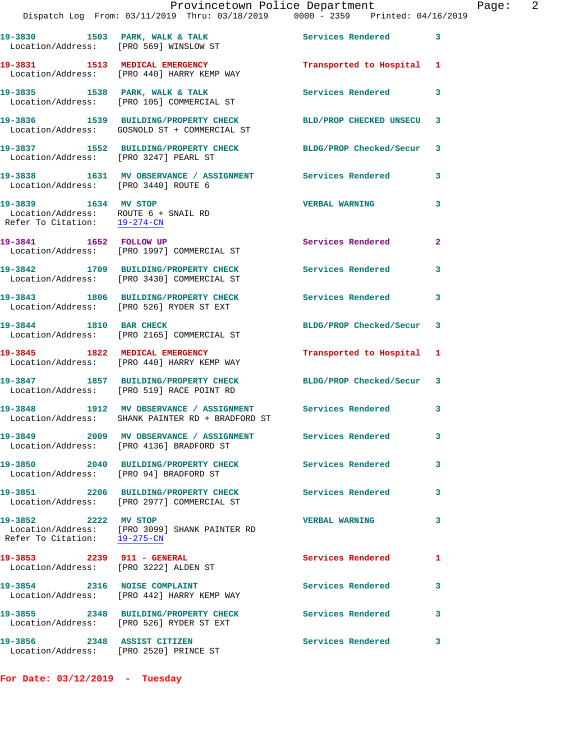19-3830 1503 PARK, WALK & TALK Services Rendered 3
Location/Address: [PRO 569] WINSLOW ST

19-3831 1513 MEDICAL EMERGENCY Transported to Hospital 1
Location/Address: [PRO 440] HARRY KEMP WAY

19-3835 1538 PARK, WALK & TALK Services Rendered 3
Location/Address: [PRO 105] COMMERCIAL ST

19-3836 1539 BUILDING/PROPERTY CHECK BLD/PROP CHECKED UNSECU 3
Location/Address: GOSNOLD ST + COMMERCIAL ST

19-3837 1552 BUILDING/PROPERTY CHECK BLDG/PROP Checked/Secur 3
Location/Address: [PRO 3247] PEARL ST

19-3838 1631 MV OBSERVANCE / ASSIGNMENT Services Rendered 3
Location/Address: [PRO 3440] ROUTE 6

19-3839 1634 MV STOP VERBAL WARNING 3
Location/Address: ROUTE 6 + SNAIL RD
Refer To Citation: 19-274-CN

19-3841 1652 FOLLOW UP Services Rendered 2
Location/Address: [PRO 1997] COMMERCIAL ST

19-3842 1709 BUILDING/PROPERTY CHECK Services Rendered 3
Location/Address: [PRO 3430] COMMERCIAL ST

19-3843 1806 BUILDING/PROPERTY CHECK Services Rendered 3
Location/Address: [PRO 526] RYDER ST EXT

19-3844 1810 BAR CHECK BLDG/PROP Checked/Secur 3
Location/Address: [PRO 2165] COMMERCIAL ST

19-3845 1822 MEDICAL EMERGENCY Transported to Hospital 1
Location/Address: [PRO 440] HARRY KEMP WAY

19-3847 1857 BUILDING/PROPERTY CHECK BLDG/PROP Checked/Secur 3
Location/Address: [PRO 519] RACE POINT RD

19-3848 1912 MV OBSERVANCE / ASSIGNMENT Services Rendered 3
Location/Address: SHANK PAINTER RD + BRADFORD ST

19-3849 2009 MV OBSERVANCE / ASSIGNMENT Services Rendered 3
Location/Address: [PRO 4136] BRADFORD ST

19-3850 2040 BUILDING/PROPERTY CHECK Services Rendered 3
Location/Address: [PRO 94] BRADFORD ST

19-3851 2206 BUILDING/PROPERTY CHECK Services Rendered 3
Location/Address: [PRO 2977] COMMERCIAL ST

19-3852 2222 MV STOP VERBAL WARNING 3
Location/Address: [PRO 3099] SHANK PAINTER RD
Refer To Citation: 19-275-CN

19-3853 2239 911 - GENERAL Services Rendered 1
Location/Address: [PRO 3222] ALDEN ST

19-3854 2316 NOISE COMPLAINT Services Rendered 3
Location/Address: [PRO 442] HARRY KEMP WAY

19-3855 2348 BUILDING/PROPERTY CHECK Services Rendered 3
Location/Address: [PRO 526] RYDER ST EXT

19-3856 2348 ASSIST CITIZEN Services Rendered 3
Location/Address: [PRO 2520] PRINCE ST

**For Date: 03/12/2019 - Tuesday**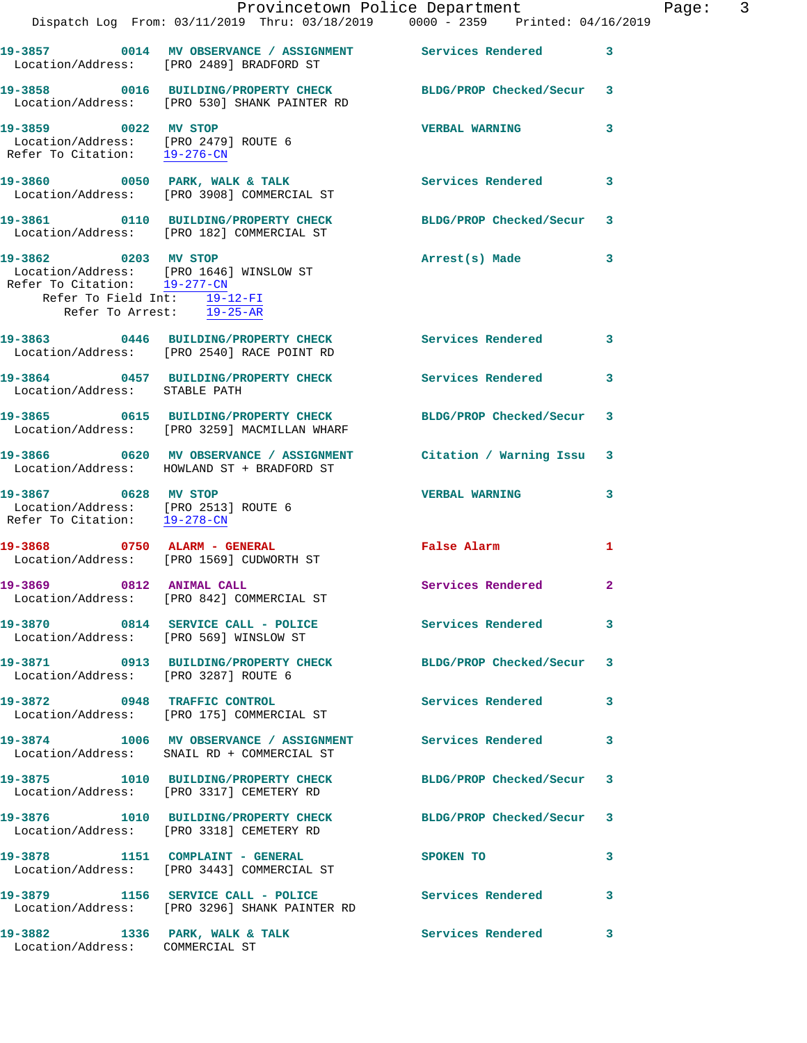19-3857 0014 MV OBSERVANCE / ASSIGNMENT Services Rendered 3
Location/Address: [PRO 2489] BRADFORD ST

19-3858 0016 BUILDING/PROPERTY CHECK BLDG/PROP Checked/Secur 3
Location/Address: [PRO 530] SHANK PAINTER RD

19-3859 0022 MV STOP VERBAL WARNING 3
Location/Address: [PRO 2479] ROUTE 6
Refer To Citation: 19-276-CN

19-3860 0050 PARK, WALK & TALK Services Rendered 3
Location/Address: [PRO 3908] COMMERCIAL ST

19-3861 0110 BUILDING/PROPERTY CHECK BLDG/PROP Checked/Secur 3
Location/Address: [PRO 182] COMMERCIAL ST

19-3862 0203 MV STOP Arrest(s) Made 3
Location/Address: [PRO 1646] WINSLOW ST
Refer To Citation: 19-277-CN
Refer To Field Int: 19-12-FI
Refer To Arrest: 19-25-AR

19-3863 0446 BUILDING/PROPERTY CHECK Services Rendered 3
Location/Address: [PRO 2540] RACE POINT RD

19-3864 0457 BUILDING/PROPERTY CHECK Services Rendered 3
Location/Address: STABLE PATH

19-3865 0615 BUILDING/PROPERTY CHECK BLDG/PROP Checked/Secur 3
Location/Address: [PRO 3259] MACMILLAN WHARF

19-3866 0620 MV OBSERVANCE / ASSIGNMENT Citation / Warning Issu 3
Location/Address: HOWLAND ST + BRADFORD ST

19-3867 0628 MV STOP VERBAL WARNING 3
Location/Address: [PRO 2513] ROUTE 6
Refer To Citation: 19-278-CN

19-3868 0750 ALARM - GENERAL False Alarm 1
Location/Address: [PRO 1569] CUDWORTH ST

19-3869 0812 ANIMAL CALL Services Rendered 2
Location/Address: [PRO 842] COMMERCIAL ST

19-3870 0814 SERVICE CALL - POLICE Services Rendered 3
Location/Address: [PRO 569] WINSLOW ST

19-3871 0913 BUILDING/PROPERTY CHECK BLDG/PROP Checked/Secur 3
Location/Address: [PRO 3287] ROUTE 6

19-3872 0948 TRAFFIC CONTROL Services Rendered 3
Location/Address: [PRO 175] COMMERCIAL ST

19-3874 1006 MV OBSERVANCE / ASSIGNMENT Services Rendered 3
Location/Address: SNAIL RD + COMMERCIAL ST

19-3875 1010 BUILDING/PROPERTY CHECK BLDG/PROP Checked/Secur 3
Location/Address: [PRO 3317] CEMETERY RD

19-3876 1010 BUILDING/PROPERTY CHECK BLDG/PROP Checked/Secur 3
Location/Address: [PRO 3318] CEMETERY RD

19-3878 1151 COMPLAINT - GENERAL SPOKEN TO 3
Location/Address: [PRO 3443] COMMERCIAL ST

19-3879 1156 SERVICE CALL - POLICE Services Rendered 3
Location/Address: [PRO 3296] SHANK PAINTER RD

19-3882 1336 PARK, WALK & TALK Services Rendered 3
Location/Address: COMMERCIAL ST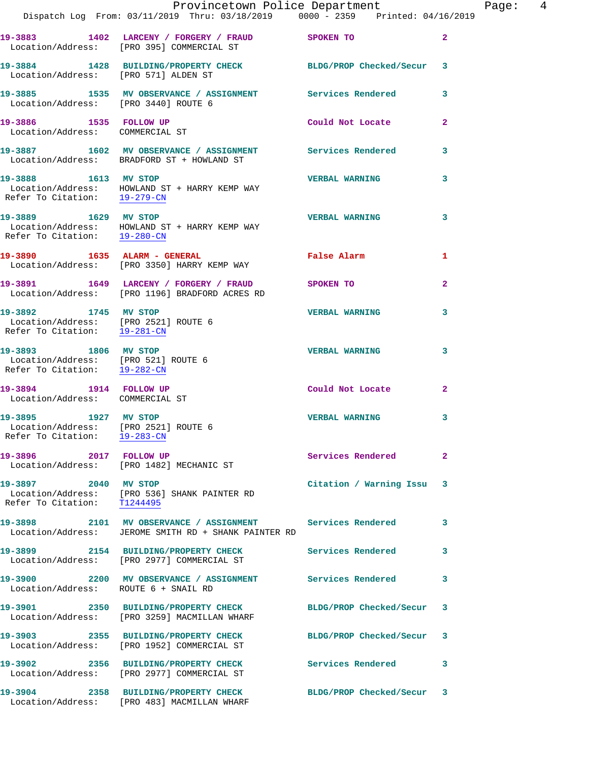19-3883 1402 **LARCENY / FORGERY / FRAUD** SPOKEN TO 2
Location/Address: [PRO 395] COMMERCIAL ST

19-3884 1428 **BUILDING/PROPERTY CHECK** BLDG/PROP Checked/Secur 3
Location/Address: [PRO 571] ALDEN ST

19-3885 1535 **MV OBSERVANCE / ASSIGNMENT** Services Rendered 3
Location/Address: [PRO 3440] ROUTE 6

19-3886 1535 **FOLLOW UP** Could Not Locate 2
Location/Address: COMMERCIAL ST

19-3887 1602 **MV OBSERVANCE / ASSIGNMENT** Services Rendered 3
Location/Address: BRADFORD ST + HOWLAND ST

19-3888 1613 **MV STOP** VERBAL WARNING 3
Location/Address: HOWLAND ST + HARRY KEMP WAY
Refer To Citation: 19-279-CN

19-3889 1629 **MV STOP** VERBAL WARNING 3
Location/Address: HOWLAND ST + HARRY KEMP WAY
Refer To Citation: 19-280-CN

19-3890 1635 **ALARM - GENERAL** False Alarm 1
Location/Address: [PRO 3350] HARRY KEMP WAY

19-3891 1649 **LARCENY / FORGERY / FRAUD** SPOKEN TO 2
Location/Address: [PRO 1196] BRADFORD ACRES RD

19-3892 1745 **MV STOP** VERBAL WARNING 3
Location/Address: [PRO 2521] ROUTE 6
Refer To Citation: 19-281-CN

19-3893 1806 **MV STOP** VERBAL WARNING 3
Location/Address: [PRO 521] ROUTE 6
Refer To Citation: 19-282-CN

19-3894 1914 **FOLLOW UP** Could Not Locate 2
Location/Address: COMMERCIAL ST

19-3895 1927 **MV STOP** VERBAL WARNING 3
Location/Address: [PRO 2521] ROUTE 6
Refer To Citation: 19-283-CN

19-3896 2017 **FOLLOW UP** Services Rendered 2
Location/Address: [PRO 1482] MECHANIC ST

19-3897 2040 **MV STOP** Citation / Warning Issu 3
Location/Address: [PRO 536] SHANK PAINTER RD
Refer To Citation: T1244495

19-3898 2101 **MV OBSERVANCE / ASSIGNMENT** Services Rendered 3
Location/Address: JEROME SMITH RD + SHANK PAINTER RD

19-3899 2154 **BUILDING/PROPERTY CHECK** Services Rendered 3
Location/Address: [PRO 2977] COMMERCIAL ST

19-3900 2200 **MV OBSERVANCE / ASSIGNMENT** Services Rendered 3
Location/Address: ROUTE 6 + SNAIL RD

19-3901 2350 **BUILDING/PROPERTY CHECK** BLDG/PROP Checked/Secur 3
Location/Address: [PRO 3259] MACMILLAN WHARF

19-3903 2355 **BUILDING/PROPERTY CHECK** BLDG/PROP Checked/Secur 3
Location/Address: [PRO 1952] COMMERCIAL ST

19-3902 2356 **BUILDING/PROPERTY CHECK** Services Rendered 3
Location/Address: [PRO 2977] COMMERCIAL ST

19-3904 2358 **BUILDING/PROPERTY CHECK** BLDG/PROP Checked/Secur 3
Location/Address: [PRO 483] MACMILLAN WHARF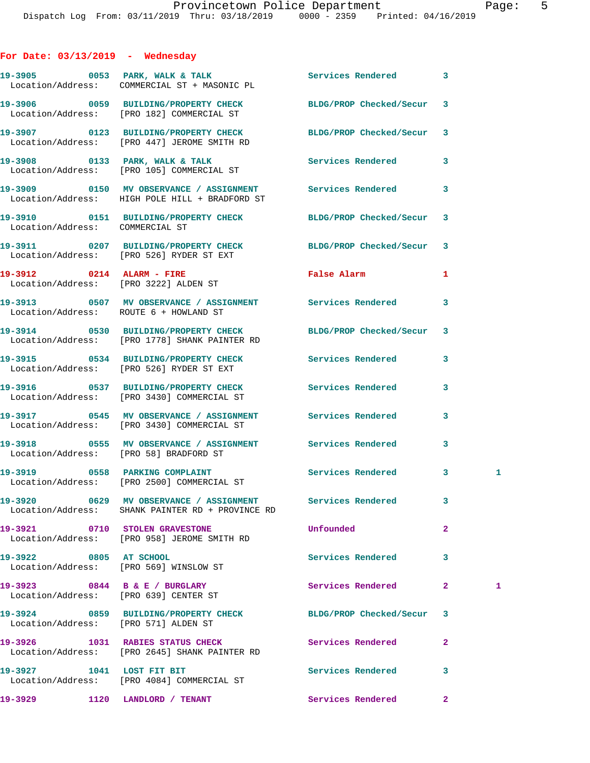## For Date: 03/13/2019 - Wednesday

**19-3905** 0053 PARK, WALK & TALK — Services Rendered 3
Location/Address: COMMERCIAL ST + MASONIC PL

**19-3906** 0059 BUILDING/PROPERTY CHECK — BLDG/PROP Checked/Secur 3
Location/Address: [PRO 182] COMMERCIAL ST

**19-3907** 0123 BUILDING/PROPERTY CHECK — BLDG/PROP Checked/Secur 3
Location/Address: [PRO 447] JEROME SMITH RD

**19-3908** 0133 PARK, WALK & TALK — Services Rendered 3
Location/Address: [PRO 105] COMMERCIAL ST

**19-3909** 0150 MV OBSERVANCE / ASSIGNMENT — Services Rendered 3
Location/Address: HIGH POLE HILL + BRADFORD ST

**19-3910** 0151 BUILDING/PROPERTY CHECK — BLDG/PROP Checked/Secur 3
Location/Address: COMMERCIAL ST

**19-3911** 0207 BUILDING/PROPERTY CHECK — BLDG/PROP Checked/Secur 3
Location/Address: [PRO 526] RYDER ST EXT

**19-3912** 0214 ALARM - FIRE — False Alarm 1
Location/Address: [PRO 3222] ALDEN ST

**19-3913** 0507 MV OBSERVANCE / ASSIGNMENT — Services Rendered 3
Location/Address: ROUTE 6 + HOWLAND ST

**19-3914** 0530 BUILDING/PROPERTY CHECK — BLDG/PROP Checked/Secur 3
Location/Address: [PRO 1778] SHANK PAINTER RD

**19-3915** 0534 BUILDING/PROPERTY CHECK — Services Rendered 3
Location/Address: [PRO 526] RYDER ST EXT

**19-3916** 0537 BUILDING/PROPERTY CHECK — Services Rendered 3
Location/Address: [PRO 3430] COMMERCIAL ST

**19-3917** 0545 MV OBSERVANCE / ASSIGNMENT — Services Rendered 3
Location/Address: [PRO 3430] COMMERCIAL ST

**19-3918** 0555 MV OBSERVANCE / ASSIGNMENT — Services Rendered 3
Location/Address: [PRO 58] BRADFORD ST

**19-3919** 0558 PARKING COMPLAINT — Services Rendered 3 1
Location/Address: [PRO 2500] COMMERCIAL ST

**19-3920** 0629 MV OBSERVANCE / ASSIGNMENT — Services Rendered 3
Location/Address: SHANK PAINTER RD + PROVINCE RD

**19-3921** 0710 STOLEN GRAVESTONE — Unfounded 2
Location/Address: [PRO 958] JEROME SMITH RD

**19-3922** 0805 AT SCHOOL — Services Rendered 3
Location/Address: [PRO 569] WINSLOW ST

**19-3923** 0844 B & E / BURGLARY — Services Rendered 2 1
Location/Address: [PRO 639] CENTER ST

**19-3924** 0859 BUILDING/PROPERTY CHECK — BLDG/PROP Checked/Secur 3
Location/Address: [PRO 571] ALDEN ST

**19-3926** 1031 RABIES STATUS CHECK — Services Rendered 2
Location/Address: [PRO 2645] SHANK PAINTER RD

**19-3927** 1041 LOST FIT BIT — Services Rendered 3
Location/Address: [PRO 4084] COMMERCIAL ST

**19-3929** 1120 LANDLORD / TENANT — Services Rendered 2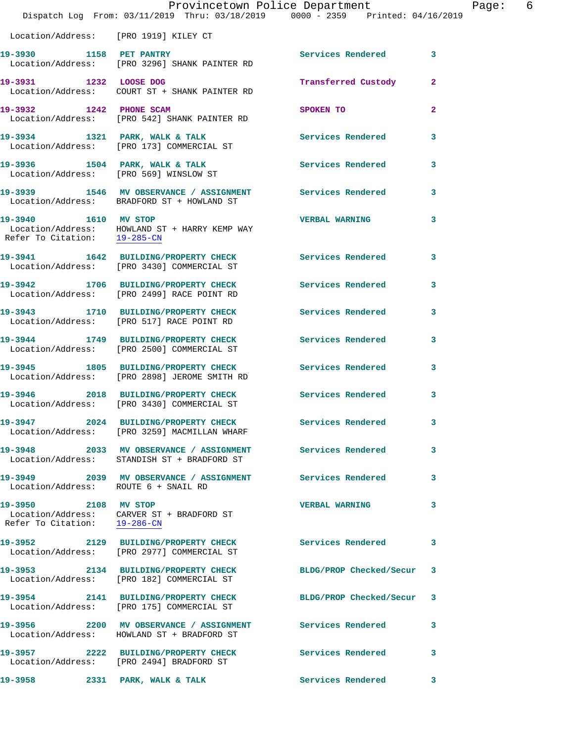Location/Address: [PRO 1919] KILEY CT

| Call # | Time | Call Type | Disposition | Priority |
|---|---|---|---|---|
| 19-3930 | 1158 | PET PANTRY | Services Rendered | 3 |
| | | Location/Address: [PRO 3296] SHANK PAINTER RD | | |
| 19-3931 | 1232 | LOOSE DOG | Transferred Custody | 2 |
| | | Location/Address: COURT ST + SHANK PAINTER RD | | |
| 19-3932 | 1242 | PHONE SCAM | SPOKEN TO | 2 |
| | | Location/Address: [PRO 542] SHANK PAINTER RD | | |
| 19-3934 | 1321 | PARK, WALK & TALK | Services Rendered | 3 |
| | | Location/Address: [PRO 173] COMMERCIAL ST | | |
| 19-3936 | 1504 | PARK, WALK & TALK | Services Rendered | 3 |
| | | Location/Address: [PRO 569] WINSLOW ST | | |
| 19-3939 | 1546 | MV OBSERVANCE / ASSIGNMENT | Services Rendered | 3 |
| | | Location/Address: BRADFORD ST + HOWLAND ST | | |
| 19-3940 | 1610 | MV STOP | VERBAL WARNING | 3 |
| | | Location/Address: HOWLAND ST + HARRY KEMP WAY; Refer To Citation: 19-285-CN | | |
| 19-3941 | 1642 | BUILDING/PROPERTY CHECK | Services Rendered | 3 |
| | | Location/Address: [PRO 3430] COMMERCIAL ST | | |
| 19-3942 | 1706 | BUILDING/PROPERTY CHECK | Services Rendered | 3 |
| | | Location/Address: [PRO 2499] RACE POINT RD | | |
| 19-3943 | 1710 | BUILDING/PROPERTY CHECK | Services Rendered | 3 |
| | | Location/Address: [PRO 517] RACE POINT RD | | |
| 19-3944 | 1749 | BUILDING/PROPERTY CHECK | Services Rendered | 3 |
| | | Location/Address: [PRO 2500] COMMERCIAL ST | | |
| 19-3945 | 1805 | BUILDING/PROPERTY CHECK | Services Rendered | 3 |
| | | Location/Address: [PRO 2898] JEROME SMITH RD | | |
| 19-3946 | 2018 | BUILDING/PROPERTY CHECK | Services Rendered | 3 |
| | | Location/Address: [PRO 3430] COMMERCIAL ST | | |
| 19-3947 | 2024 | BUILDING/PROPERTY CHECK | Services Rendered | 3 |
| | | Location/Address: [PRO 3259] MACMILLAN WHARF | | |
| 19-3948 | 2033 | MV OBSERVANCE / ASSIGNMENT | Services Rendered | 3 |
| | | Location/Address: STANDISH ST + BRADFORD ST | | |
| 19-3949 | 2039 | MV OBSERVANCE / ASSIGNMENT | Services Rendered | 3 |
| | | Location/Address: ROUTE 6 + SNAIL RD | | |
| 19-3950 | 2108 | MV STOP | VERBAL WARNING | 3 |
| | | Location/Address: CARVER ST + BRADFORD ST; Refer To Citation: 19-286-CN | | |
| 19-3952 | 2129 | BUILDING/PROPERTY CHECK | Services Rendered | 3 |
| | | Location/Address: [PRO 2977] COMMERCIAL ST | | |
| 19-3953 | 2134 | BUILDING/PROPERTY CHECK | BLDG/PROP Checked/Secur | 3 |
| | | Location/Address: [PRO 182] COMMERCIAL ST | | |
| 19-3954 | 2141 | BUILDING/PROPERTY CHECK | BLDG/PROP Checked/Secur | 3 |
| | | Location/Address: [PRO 175] COMMERCIAL ST | | |
| 19-3956 | 2200 | MV OBSERVANCE / ASSIGNMENT | Services Rendered | 3 |
| | | Location/Address: HOWLAND ST + BRADFORD ST | | |
| 19-3957 | 2222 | BUILDING/PROPERTY CHECK | Services Rendered | 3 |
| | | Location/Address: [PRO 2494] BRADFORD ST | | |
| 19-3958 | 2331 | PARK, WALK & TALK | Services Rendered | 3 |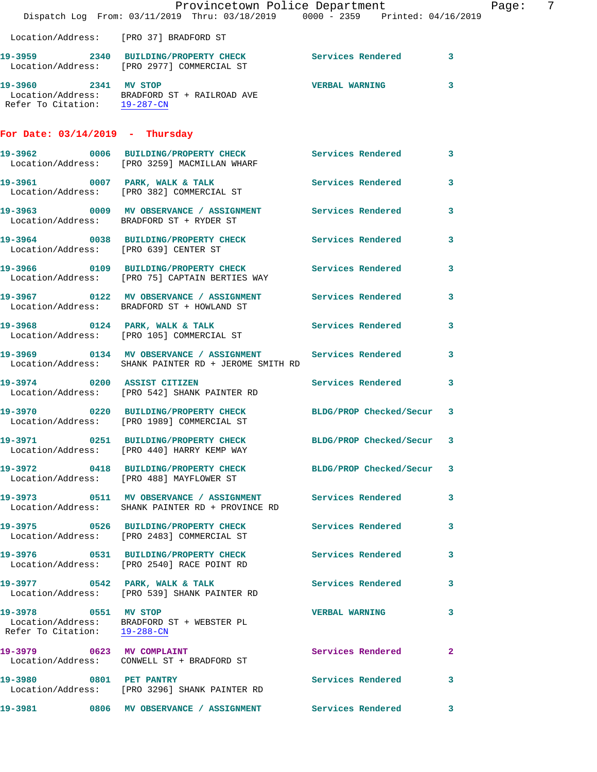Location/Address: [PRO 37] BRADFORD ST

**19-3959** 2340 **BUILDING/PROPERTY CHECK** Services Rendered 3
Location/Address: [PRO 2977] COMMERCIAL ST

**19-3960** 2341 **MV STOP** VERBAL WARNING 3
Location/Address: BRADFORD ST + RAILROAD AVE
Refer To Citation: 19-287-CN

## For Date: 03/14/2019 - Thursday

**19-3962** 0006 **BUILDING/PROPERTY CHECK** Services Rendered 3
Location/Address: [PRO 3259] MACMILLAN WHARF

**19-3961** 0007 **PARK, WALK & TALK** Services Rendered 3
Location/Address: [PRO 382] COMMERCIAL ST

**19-3963** 0009 **MV OBSERVANCE / ASSIGNMENT** Services Rendered 3
Location/Address: BRADFORD ST + RYDER ST

**19-3964** 0038 **BUILDING/PROPERTY CHECK** Services Rendered 3
Location/Address: [PRO 639] CENTER ST

**19-3966** 0109 **BUILDING/PROPERTY CHECK** Services Rendered 3
Location/Address: [PRO 75] CAPTAIN BERTIES WAY

**19-3967** 0122 **MV OBSERVANCE / ASSIGNMENT** Services Rendered 3
Location/Address: BRADFORD ST + HOWLAND ST

**19-3968** 0124 **PARK, WALK & TALK** Services Rendered 3
Location/Address: [PRO 105] COMMERCIAL ST

**19-3969** 0134 **MV OBSERVANCE / ASSIGNMENT** Services Rendered 3
Location/Address: SHANK PAINTER RD + JEROME SMITH RD

**19-3974** 0200 **ASSIST CITIZEN** Services Rendered 3
Location/Address: [PRO 542] SHANK PAINTER RD

**19-3970** 0220 **BUILDING/PROPERTY CHECK** BLDG/PROP Checked/Secur 3
Location/Address: [PRO 1989] COMMERCIAL ST

**19-3971** 0251 **BUILDING/PROPERTY CHECK** BLDG/PROP Checked/Secur 3
Location/Address: [PRO 440] HARRY KEMP WAY

**19-3972** 0418 **BUILDING/PROPERTY CHECK** BLDG/PROP Checked/Secur 3
Location/Address: [PRO 488] MAYFLOWER ST

**19-3973** 0511 **MV OBSERVANCE / ASSIGNMENT** Services Rendered 3
Location/Address: SHANK PAINTER RD + PROVINCE RD

**19-3975** 0526 **BUILDING/PROPERTY CHECK** Services Rendered 3
Location/Address: [PRO 2483] COMMERCIAL ST

**19-3976** 0531 **BUILDING/PROPERTY CHECK** Services Rendered 3
Location/Address: [PRO 2540] RACE POINT RD

**19-3977** 0542 **PARK, WALK & TALK** Services Rendered 3
Location/Address: [PRO 539] SHANK PAINTER RD

**19-3978** 0551 **MV STOP** VERBAL WARNING 3
Location/Address: BRADFORD ST + WEBSTER PL
Refer To Citation: 19-288-CN

**19-3979** 0623 **MV COMPLAINT** Services Rendered 2
Location/Address: CONWELL ST + BRADFORD ST

**19-3980** 0801 **PET PANTRY** Services Rendered 3
Location/Address: [PRO 3296] SHANK PAINTER RD

**19-3981** 0806 **MV OBSERVANCE / ASSIGNMENT** Services Rendered 3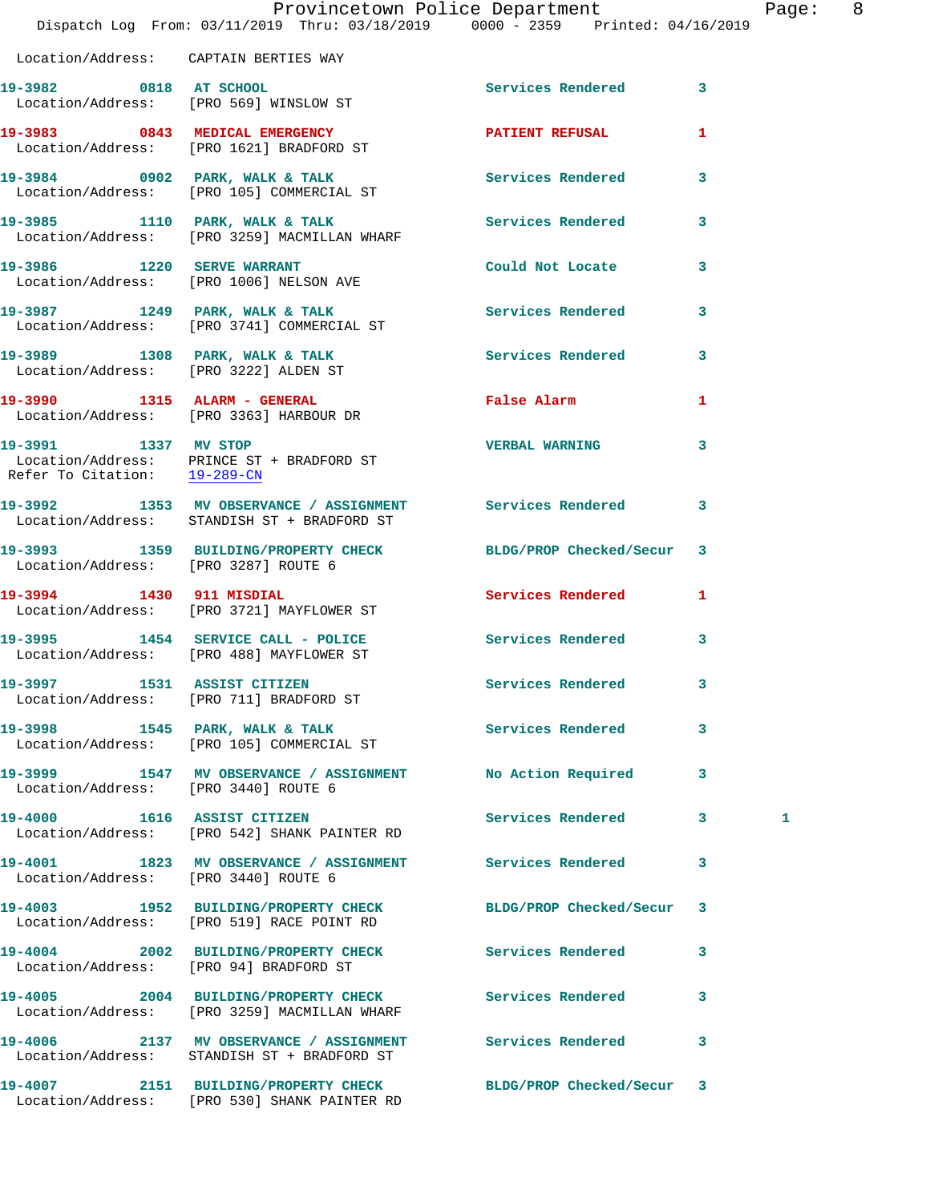Location/Address: CAPTAIN BERTIES WAY

19-3982 0818 AT SCHOOL Services Rendered 3
Location/Address: [PRO 569] WINSLOW ST

19-3983 0843 MEDICAL EMERGENCY PATIENT REFUSAL 1
Location/Address: [PRO 1621] BRADFORD ST

19-3984 0902 PARK, WALK & TALK Services Rendered 3
Location/Address: [PRO 105] COMMERCIAL ST

19-3985 1110 PARK, WALK & TALK Services Rendered 3
Location/Address: [PRO 3259] MACMILLAN WHARF

19-3986 1220 SERVE WARRANT Could Not Locate 3
Location/Address: [PRO 1006] NELSON AVE

19-3987 1249 PARK, WALK & TALK Services Rendered 3
Location/Address: [PRO 3741] COMMERCIAL ST

19-3989 1308 PARK, WALK & TALK Services Rendered 3
Location/Address: [PRO 3222] ALDEN ST

19-3990 1315 ALARM - GENERAL False Alarm 1
Location/Address: [PRO 3363] HARBOUR DR

19-3991 1337 MV STOP VERBAL WARNING 3
Location/Address: PRINCE ST + BRADFORD ST
Refer To Citation: 19-289-CN

19-3992 1353 MV OBSERVANCE / ASSIGNMENT Services Rendered 3
Location/Address: STANDISH ST + BRADFORD ST

19-3993 1359 BUILDING/PROPERTY CHECK BLDG/PROP Checked/Secur 3
Location/Address: [PRO 3287] ROUTE 6

19-3994 1430 911 MISDIAL Services Rendered 1
Location/Address: [PRO 3721] MAYFLOWER ST

19-3995 1454 SERVICE CALL - POLICE Services Rendered 3
Location/Address: [PRO 488] MAYFLOWER ST

19-3997 1531 ASSIST CITIZEN Services Rendered 3
Location/Address: [PRO 711] BRADFORD ST

19-3998 1545 PARK, WALK & TALK Services Rendered 3
Location/Address: [PRO 105] COMMERCIAL ST

19-3999 1547 MV OBSERVANCE / ASSIGNMENT No Action Required 3
Location/Address: [PRO 3440] ROUTE 6

19-4000 1616 ASSIST CITIZEN Services Rendered 3 1
Location/Address: [PRO 542] SHANK PAINTER RD

19-4001 1823 MV OBSERVANCE / ASSIGNMENT Services Rendered 3
Location/Address: [PRO 3440] ROUTE 6

19-4003 1952 BUILDING/PROPERTY CHECK BLDG/PROP Checked/Secur 3
Location/Address: [PRO 519] RACE POINT RD

19-4004 2002 BUILDING/PROPERTY CHECK Services Rendered 3
Location/Address: [PRO 94] BRADFORD ST

19-4005 2004 BUILDING/PROPERTY CHECK Services Rendered 3
Location/Address: [PRO 3259] MACMILLAN WHARF

19-4006 2137 MV OBSERVANCE / ASSIGNMENT Services Rendered 3
Location/Address: STANDISH ST + BRADFORD ST

19-4007 2151 BUILDING/PROPERTY CHECK BLDG/PROP Checked/Secur 3
Location/Address: [PRO 530] SHANK PAINTER RD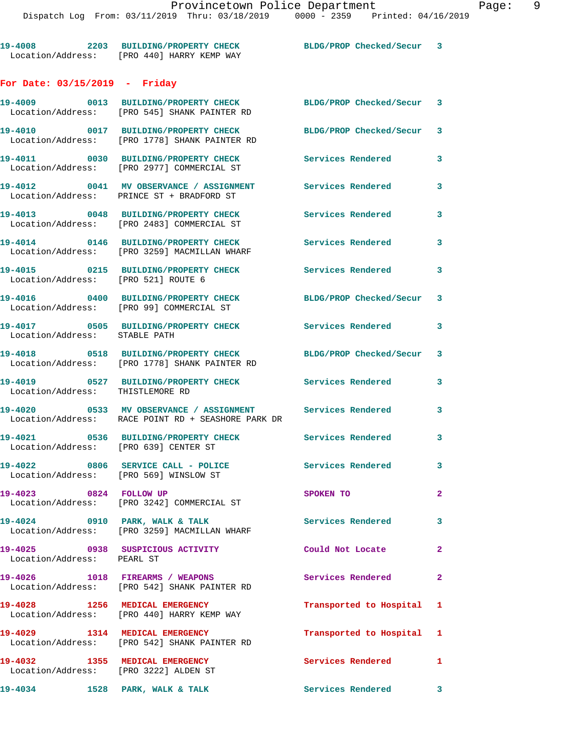19-4008 2203 BUILDING/PROPERTY CHECK BLDG/PROP Checked/Secur 3
Location/Address: [PRO 440] HARRY KEMP WAY

**For Date: 03/15/2019 - Friday**

19-4009 0013 BUILDING/PROPERTY CHECK BLDG/PROP Checked/Secur 3
Location/Address: [PRO 545] SHANK PAINTER RD

19-4010 0017 BUILDING/PROPERTY CHECK BLDG/PROP Checked/Secur 3
Location/Address: [PRO 1778] SHANK PAINTER RD

19-4011 0030 BUILDING/PROPERTY CHECK Services Rendered 3
Location/Address: [PRO 2977] COMMERCIAL ST

19-4012 0041 MV OBSERVANCE / ASSIGNMENT Services Rendered 3
Location/Address: PRINCE ST + BRADFORD ST

19-4013 0048 BUILDING/PROPERTY CHECK Services Rendered 3
Location/Address: [PRO 2483] COMMERCIAL ST

19-4014 0146 BUILDING/PROPERTY CHECK Services Rendered 3
Location/Address: [PRO 3259] MACMILLAN WHARF

19-4015 0215 BUILDING/PROPERTY CHECK Services Rendered 3
Location/Address: [PRO 521] ROUTE 6

19-4016 0400 BUILDING/PROPERTY CHECK BLDG/PROP Checked/Secur 3
Location/Address: [PRO 99] COMMERCIAL ST

19-4017 0505 BUILDING/PROPERTY CHECK Services Rendered 3
Location/Address: STABLE PATH

19-4018 0518 BUILDING/PROPERTY CHECK BLDG/PROP Checked/Secur 3
Location/Address: [PRO 1778] SHANK PAINTER RD

19-4019 0527 BUILDING/PROPERTY CHECK Services Rendered 3
Location/Address: THISTLEMORE RD

19-4020 0533 MV OBSERVANCE / ASSIGNMENT Services Rendered 3
Location/Address: RACE POINT RD + SEASHORE PARK DR

19-4021 0536 BUILDING/PROPERTY CHECK Services Rendered 3
Location/Address: [PRO 639] CENTER ST

19-4022 0806 SERVICE CALL - POLICE Services Rendered 3
Location/Address: [PRO 569] WINSLOW ST

19-4023 0824 FOLLOW UP SPOKEN TO 2
Location/Address: [PRO 3242] COMMERCIAL ST

19-4024 0910 PARK, WALK & TALK Services Rendered 3
Location/Address: [PRO 3259] MACMILLAN WHARF

19-4025 0938 SUSPICIOUS ACTIVITY Could Not Locate 2
Location/Address: PEARL ST

19-4026 1018 FIREARMS / WEAPONS Services Rendered 2
Location/Address: [PRO 542] SHANK PAINTER RD

19-4028 1256 MEDICAL EMERGENCY Transported to Hospital 1
Location/Address: [PRO 440] HARRY KEMP WAY

19-4029 1314 MEDICAL EMERGENCY Transported to Hospital 1
Location/Address: [PRO 542] SHANK PAINTER RD

19-4032 1355 MEDICAL EMERGENCY Services Rendered 1
Location/Address: [PRO 3222] ALDEN ST

19-4034 1528 PARK, WALK & TALK Services Rendered 3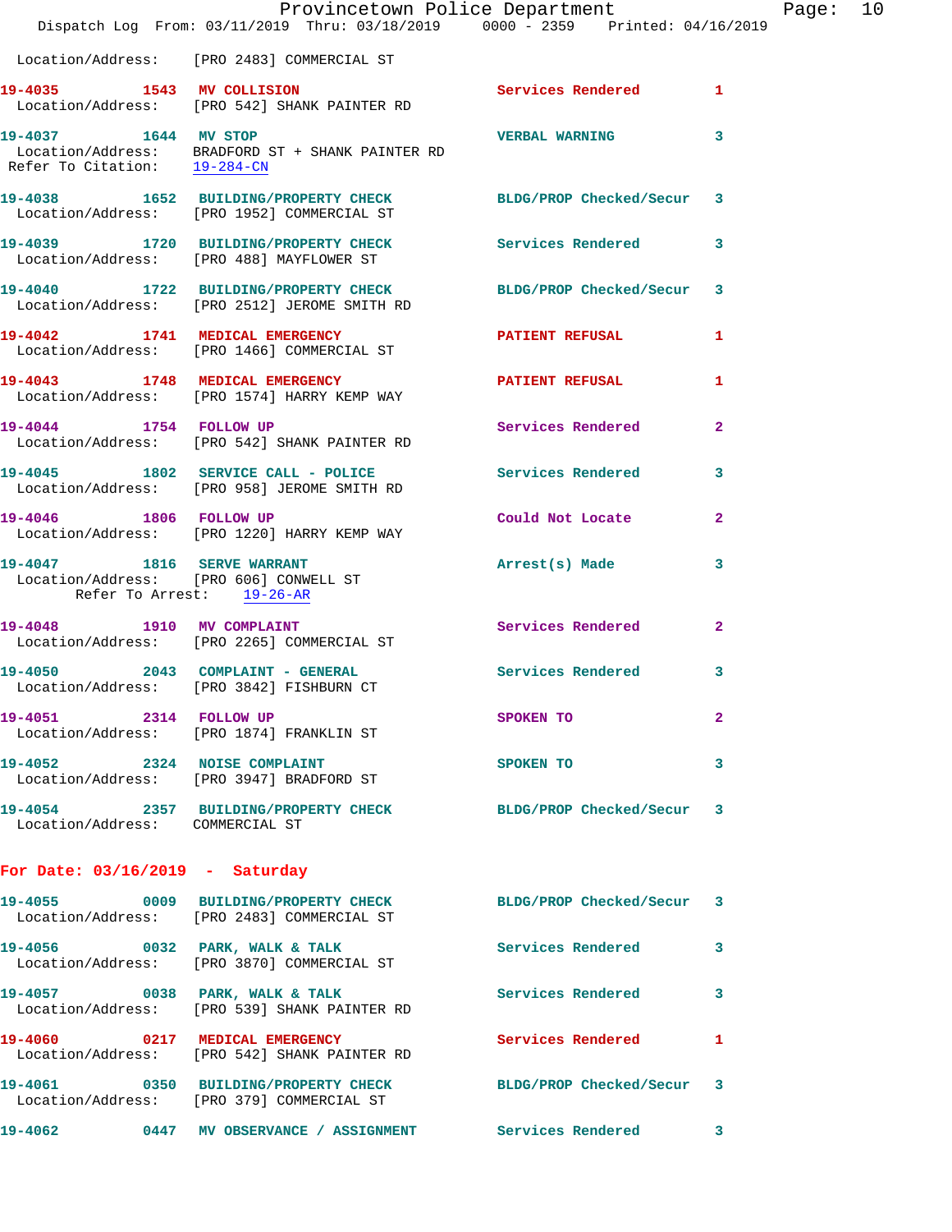Location/Address: [PRO 2483] COMMERCIAL ST

**19-4035** 1543 **MV COLLISION** Services Rendered 1
Location/Address: [PRO 542] SHANK PAINTER RD

**19-4037** 1644 **MV STOP** VERBAL WARNING 3
Location/Address: BRADFORD ST + SHANK PAINTER RD
Refer To Citation: 19-284-CN

**19-4038** 1652 **BUILDING/PROPERTY CHECK** BLDG/PROP Checked/Secur 3
Location/Address: [PRO 1952] COMMERCIAL ST

**19-4039** 1720 **BUILDING/PROPERTY CHECK** Services Rendered 3
Location/Address: [PRO 488] MAYFLOWER ST

**19-4040** 1722 **BUILDING/PROPERTY CHECK** BLDG/PROP Checked/Secur 3
Location/Address: [PRO 2512] JEROME SMITH RD

**19-4042** 1741 **MEDICAL EMERGENCY** PATIENT REFUSAL 1
Location/Address: [PRO 1466] COMMERCIAL ST

**19-4043** 1748 **MEDICAL EMERGENCY** PATIENT REFUSAL 1
Location/Address: [PRO 1574] HARRY KEMP WAY

**19-4044** 1754 **FOLLOW UP** Services Rendered 2
Location/Address: [PRO 542] SHANK PAINTER RD

**19-4045** 1802 **SERVICE CALL - POLICE** Services Rendered 3
Location/Address: [PRO 958] JEROME SMITH RD

**19-4046** 1806 **FOLLOW UP** Could Not Locate 2
Location/Address: [PRO 1220] HARRY KEMP WAY

**19-4047** 1816 **SERVE WARRANT** Arrest(s) Made 3
Location/Address: [PRO 606] CONWELL ST
Refer To Arrest: 19-26-AR

**19-4048** 1910 **MV COMPLAINT** Services Rendered 2
Location/Address: [PRO 2265] COMMERCIAL ST

**19-4050** 2043 **COMPLAINT - GENERAL** Services Rendered 3
Location/Address: [PRO 3842] FISHBURN CT

**19-4051** 2314 **FOLLOW UP** SPOKEN TO 2
Location/Address: [PRO 1874] FRANKLIN ST

**19-4052** 2324 **NOISE COMPLAINT** SPOKEN TO 3
Location/Address: [PRO 3947] BRADFORD ST

**19-4054** 2357 **BUILDING/PROPERTY CHECK** BLDG/PROP Checked/Secur 3
Location/Address: COMMERCIAL ST

## For Date: 03/16/2019 - Saturday

**19-4055** 0009 **BUILDING/PROPERTY CHECK** BLDG/PROP Checked/Secur 3
Location/Address: [PRO 2483] COMMERCIAL ST

**19-4056** 0032 **PARK, WALK & TALK** Services Rendered 3
Location/Address: [PRO 3870] COMMERCIAL ST

**19-4057** 0038 **PARK, WALK & TALK** Services Rendered 3
Location/Address: [PRO 539] SHANK PAINTER RD

**19-4060** 0217 **MEDICAL EMERGENCY** Services Rendered 1
Location/Address: [PRO 542] SHANK PAINTER RD

**19-4061** 0350 **BUILDING/PROPERTY CHECK** BLDG/PROP Checked/Secur 3
Location/Address: [PRO 379] COMMERCIAL ST

**19-4062** 0447 **MV OBSERVANCE / ASSIGNMENT** Services Rendered 3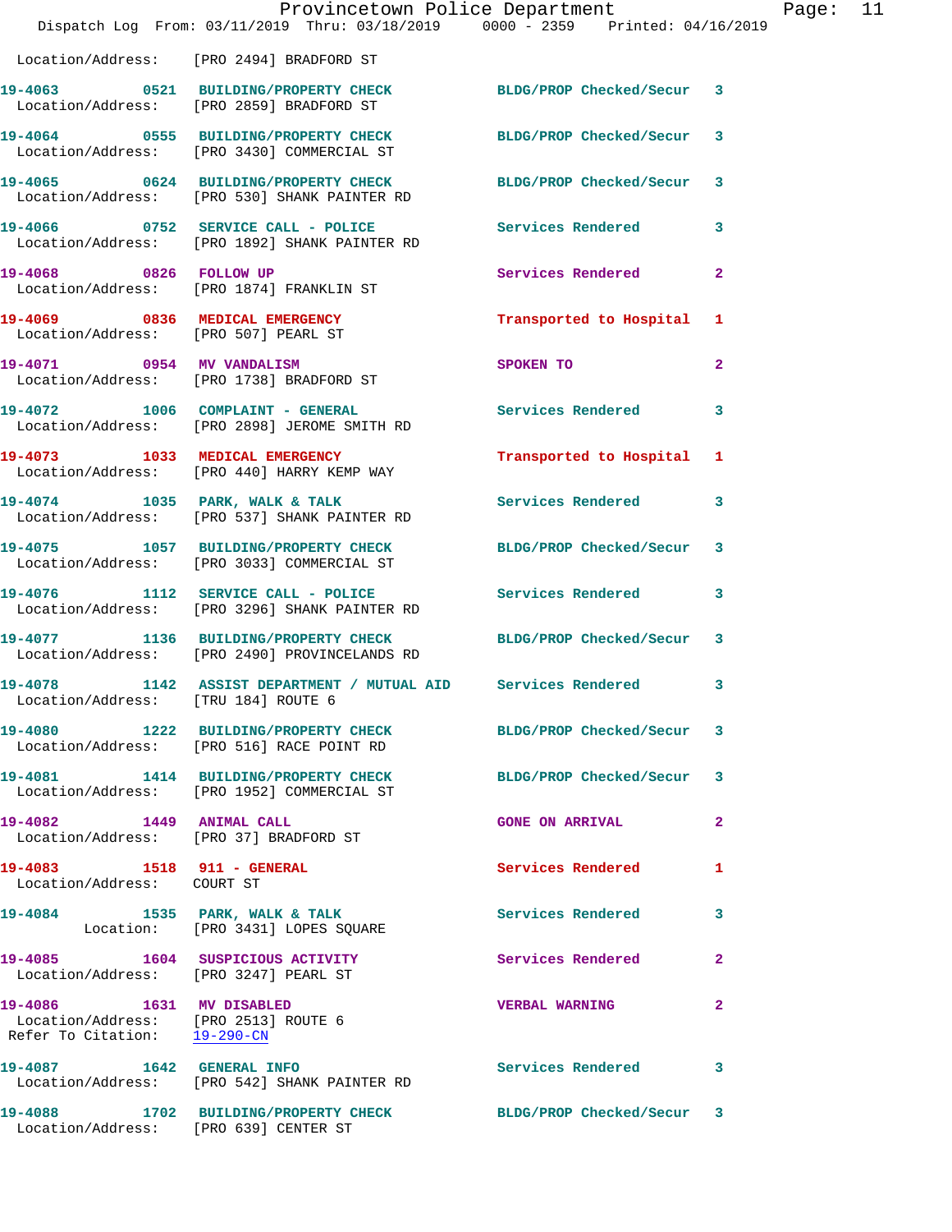Location/Address: [PRO 2494] BRADFORD ST

**19-4063** 0521 BUILDING/PROPERTY CHECK BLDG/PROP Checked/Secur 3
Location/Address: [PRO 2859] BRADFORD ST

**19-4064** 0555 BUILDING/PROPERTY CHECK BLDG/PROP Checked/Secur 3
Location/Address: [PRO 3430] COMMERCIAL ST

**19-4065** 0624 BUILDING/PROPERTY CHECK BLDG/PROP Checked/Secur 3
Location/Address: [PRO 530] SHANK PAINTER RD

**19-4066** 0752 SERVICE CALL - POLICE Services Rendered 3
Location/Address: [PRO 1892] SHANK PAINTER RD

**19-4068** 0826 FOLLOW UP Services Rendered 2
Location/Address: [PRO 1874] FRANKLIN ST

**19-4069** 0836 MEDICAL EMERGENCY Transported to Hospital 1
Location/Address: [PRO 507] PEARL ST

**19-4071** 0954 MV VANDALISM SPOKEN TO 2
Location/Address: [PRO 1738] BRADFORD ST

**19-4072** 1006 COMPLAINT - GENERAL Services Rendered 3
Location/Address: [PRO 2898] JEROME SMITH RD

**19-4073** 1033 MEDICAL EMERGENCY Transported to Hospital 1
Location/Address: [PRO 440] HARRY KEMP WAY

**19-4074** 1035 PARK, WALK & TALK Services Rendered 3
Location/Address: [PRO 537] SHANK PAINTER RD

**19-4075** 1057 BUILDING/PROPERTY CHECK BLDG/PROP Checked/Secur 3
Location/Address: [PRO 3033] COMMERCIAL ST

**19-4076** 1112 SERVICE CALL - POLICE Services Rendered 3
Location/Address: [PRO 3296] SHANK PAINTER RD

**19-4077** 1136 BUILDING/PROPERTY CHECK BLDG/PROP Checked/Secur 3
Location/Address: [PRO 2490] PROVINCELANDS RD

**19-4078** 1142 ASSIST DEPARTMENT / MUTUAL AID Services Rendered 3
Location/Address: [TRU 184] ROUTE 6

**19-4080** 1222 BUILDING/PROPERTY CHECK BLDG/PROP Checked/Secur 3
Location/Address: [PRO 516] RACE POINT RD

**19-4081** 1414 BUILDING/PROPERTY CHECK BLDG/PROP Checked/Secur 3
Location/Address: [PRO 1952] COMMERCIAL ST

**19-4082** 1449 ANIMAL CALL GONE ON ARRIVAL 2
Location/Address: [PRO 37] BRADFORD ST

**19-4083** 1518 911 - GENERAL Services Rendered 1
Location/Address: COURT ST

**19-4084** 1535 PARK, WALK & TALK Services Rendered 3
Location: [PRO 3431] LOPES SQUARE

**19-4085** 1604 SUSPICIOUS ACTIVITY Services Rendered 2
Location/Address: [PRO 3247] PEARL ST

**19-4086** 1631 MV DISABLED VERBAL WARNING 2
Location/Address: [PRO 2513] ROUTE 6
Refer To Citation: 19-290-CN

**19-4087** 1642 GENERAL INFO Services Rendered 3
Location/Address: [PRO 542] SHANK PAINTER RD

**19-4088** 1702 BUILDING/PROPERTY CHECK BLDG/PROP Checked/Secur 3
Location/Address: [PRO 639] CENTER ST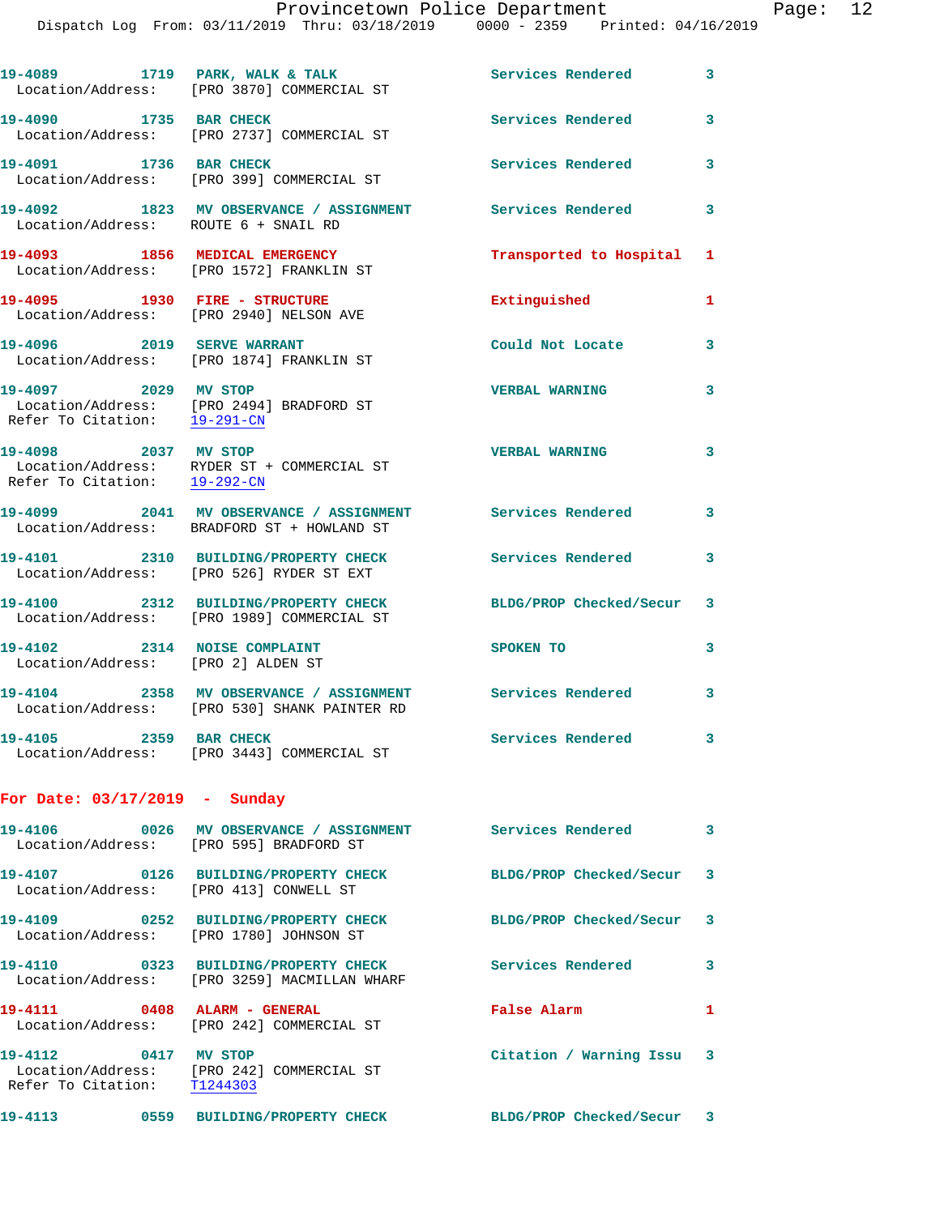19-4089 1719 PARK, WALK & TALK Services Rendered 3
Location/Address: [PRO 3870] COMMERCIAL ST

19-4090 1735 BAR CHECK Services Rendered 3
Location/Address: [PRO 2737] COMMERCIAL ST

19-4091 1736 BAR CHECK Services Rendered 3
Location/Address: [PRO 399] COMMERCIAL ST

19-4092 1823 MV OBSERVANCE / ASSIGNMENT Services Rendered 3
Location/Address: ROUTE 6 + SNAIL RD

19-4093 1856 MEDICAL EMERGENCY Transported to Hospital 1
Location/Address: [PRO 1572] FRANKLIN ST

19-4095 1930 FIRE - STRUCTURE Extinguished 1
Location/Address: [PRO 2940] NELSON AVE

19-4096 2019 SERVE WARRANT Could Not Locate 3
Location/Address: [PRO 1874] FRANKLIN ST

19-4097 2029 MV STOP VERBAL WARNING 3
Location/Address: [PRO 2494] BRADFORD ST
Refer To Citation: 19-291-CN

19-4098 2037 MV STOP VERBAL WARNING 3
Location/Address: RYDER ST + COMMERCIAL ST
Refer To Citation: 19-292-CN

19-4099 2041 MV OBSERVANCE / ASSIGNMENT Services Rendered 3
Location/Address: BRADFORD ST + HOWLAND ST

19-4101 2310 BUILDING/PROPERTY CHECK Services Rendered 3
Location/Address: [PRO 526] RYDER ST EXT

19-4100 2312 BUILDING/PROPERTY CHECK BLDG/PROP Checked/Secur 3
Location/Address: [PRO 1989] COMMERCIAL ST

19-4102 2314 NOISE COMPLAINT SPOKEN TO 3
Location/Address: [PRO 2] ALDEN ST

19-4104 2358 MV OBSERVANCE / ASSIGNMENT Services Rendered 3
Location/Address: [PRO 530] SHANK PAINTER RD

19-4105 2359 BAR CHECK Services Rendered 3
Location/Address: [PRO 3443] COMMERCIAL ST

**For Date: 03/17/2019 - Sunday**

19-4106 0026 MV OBSERVANCE / ASSIGNMENT Services Rendered 3
Location/Address: [PRO 595] BRADFORD ST

19-4107 0126 BUILDING/PROPERTY CHECK BLDG/PROP Checked/Secur 3
Location/Address: [PRO 413] CONWELL ST

19-4109 0252 BUILDING/PROPERTY CHECK BLDG/PROP Checked/Secur 3
Location/Address: [PRO 1780] JOHNSON ST

19-4110 0323 BUILDING/PROPERTY CHECK Services Rendered 3
Location/Address: [PRO 3259] MACMILLAN WHARF

19-4111 0408 ALARM - GENERAL False Alarm 1
Location/Address: [PRO 242] COMMERCIAL ST

19-4112 0417 MV STOP Citation / Warning Issu 3
Location/Address: [PRO 242] COMMERCIAL ST
Refer To Citation: T1244303

19-4113 0559 BUILDING/PROPERTY CHECK BLDG/PROP Checked/Secur 3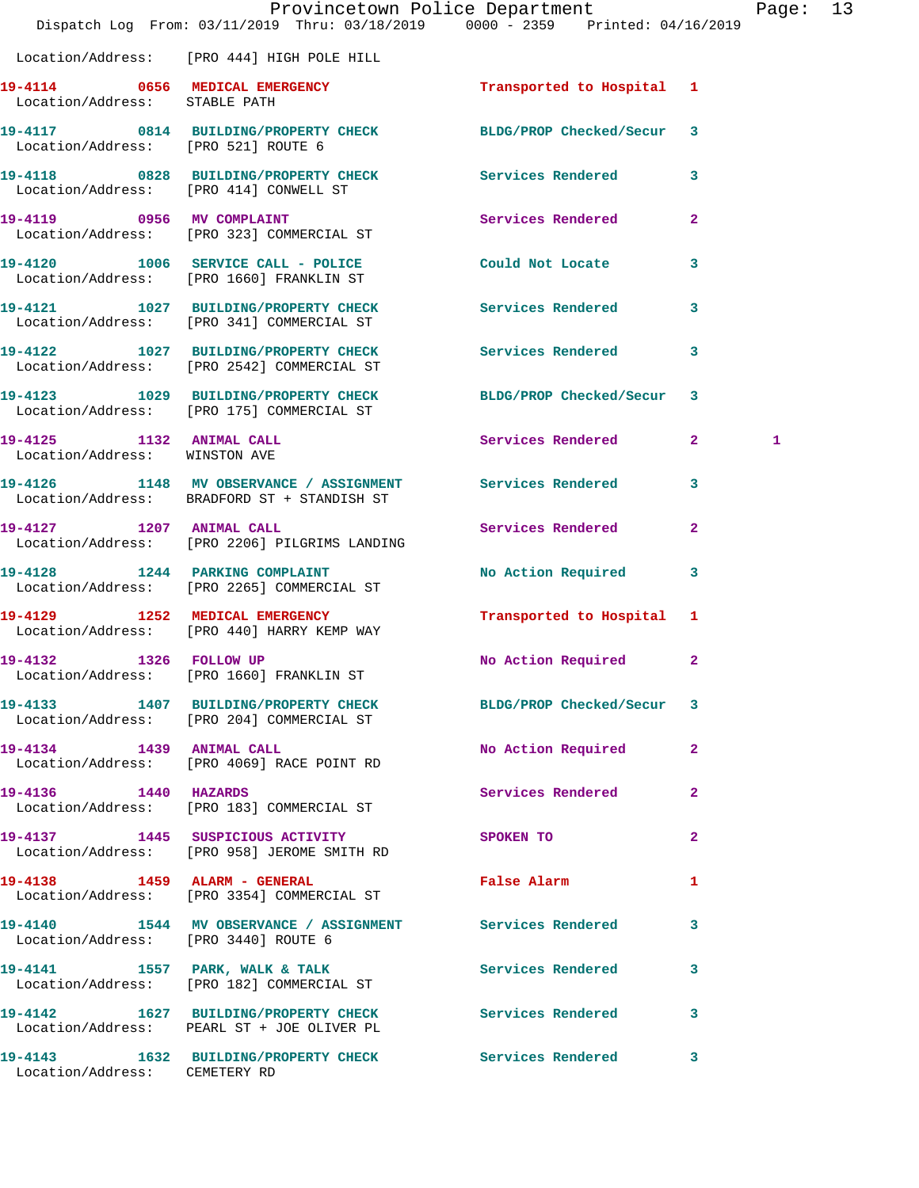Location/Address: [PRO 444] HIGH POLE HILL

| Call # | Time | Call Reason | Action | Priority | |
|---|---|---|---|---|---|
| 19-4114 | 0656 | MEDICAL EMERGENCY | Transported to Hospital | 1 | |
| Location/Address: | STABLE PATH | | | | |
| 19-4117 | 0814 | BUILDING/PROPERTY CHECK | BLDG/PROP Checked/Secur | 3 | |
| Location/Address: | [PRO 521] ROUTE 6 | | | | |
| 19-4118 | 0828 | BUILDING/PROPERTY CHECK | Services Rendered | 3 | |
| Location/Address: | [PRO 414] CONWELL ST | | | | |
| 19-4119 | 0956 | MV COMPLAINT | Services Rendered | 2 | |
| Location/Address: | [PRO 323] COMMERCIAL ST | | | | |
| 19-4120 | 1006 | SERVICE CALL - POLICE | Could Not Locate | 3 | |
| Location/Address: | [PRO 1660] FRANKLIN ST | | | | |
| 19-4121 | 1027 | BUILDING/PROPERTY CHECK | Services Rendered | 3 | |
| Location/Address: | [PRO 341] COMMERCIAL ST | | | | |
| 19-4122 | 1027 | BUILDING/PROPERTY CHECK | Services Rendered | 3 | |
| Location/Address: | [PRO 2542] COMMERCIAL ST | | | | |
| 19-4123 | 1029 | BUILDING/PROPERTY CHECK | BLDG/PROP Checked/Secur | 3 | |
| Location/Address: | [PRO 175] COMMERCIAL ST | | | | |
| 19-4125 | 1132 | ANIMAL CALL | Services Rendered | 2 | 1 |
| Location/Address: | WINSTON AVE | | | | |
| 19-4126 | 1148 | MV OBSERVANCE / ASSIGNMENT | Services Rendered | 3 | |
| Location/Address: | BRADFORD ST + STANDISH ST | | | | |
| 19-4127 | 1207 | ANIMAL CALL | Services Rendered | 2 | |
| Location/Address: | [PRO 2206] PILGRIMS LANDING | | | | |
| 19-4128 | 1244 | PARKING COMPLAINT | No Action Required | 3 | |
| Location/Address: | [PRO 2265] COMMERCIAL ST | | | | |
| 19-4129 | 1252 | MEDICAL EMERGENCY | Transported to Hospital | 1 | |
| Location/Address: | [PRO 440] HARRY KEMP WAY | | | | |
| 19-4132 | 1326 | FOLLOW UP | No Action Required | 2 | |
| Location/Address: | [PRO 1660] FRANKLIN ST | | | | |
| 19-4133 | 1407 | BUILDING/PROPERTY CHECK | BLDG/PROP Checked/Secur | 3 | |
| Location/Address: | [PRO 204] COMMERCIAL ST | | | | |
| 19-4134 | 1439 | ANIMAL CALL | No Action Required | 2 | |
| Location/Address: | [PRO 4069] RACE POINT RD | | | | |
| 19-4136 | 1440 | HAZARDS | Services Rendered | 2 | |
| Location/Address: | [PRO 183] COMMERCIAL ST | | | | |
| 19-4137 | 1445 | SUSPICIOUS ACTIVITY | SPOKEN TO | 2 | |
| Location/Address: | [PRO 958] JEROME SMITH RD | | | | |
| 19-4138 | 1459 | ALARM - GENERAL | False Alarm | 1 | |
| Location/Address: | [PRO 3354] COMMERCIAL ST | | | | |
| 19-4140 | 1544 | MV OBSERVANCE / ASSIGNMENT | Services Rendered | 3 | |
| Location/Address: | [PRO 3440] ROUTE 6 | | | | |
| 19-4141 | 1557 | PARK, WALK & TALK | Services Rendered | 3 | |
| Location/Address: | [PRO 182] COMMERCIAL ST | | | | |
| 19-4142 | 1627 | BUILDING/PROPERTY CHECK | Services Rendered | 3 | |
| Location/Address: | PEARL ST + JOE OLIVER PL | | | | |
| 19-4143 | 1632 | BUILDING/PROPERTY CHECK | Services Rendered | 3 | |
| Location/Address: | CEMETERY RD | | | | |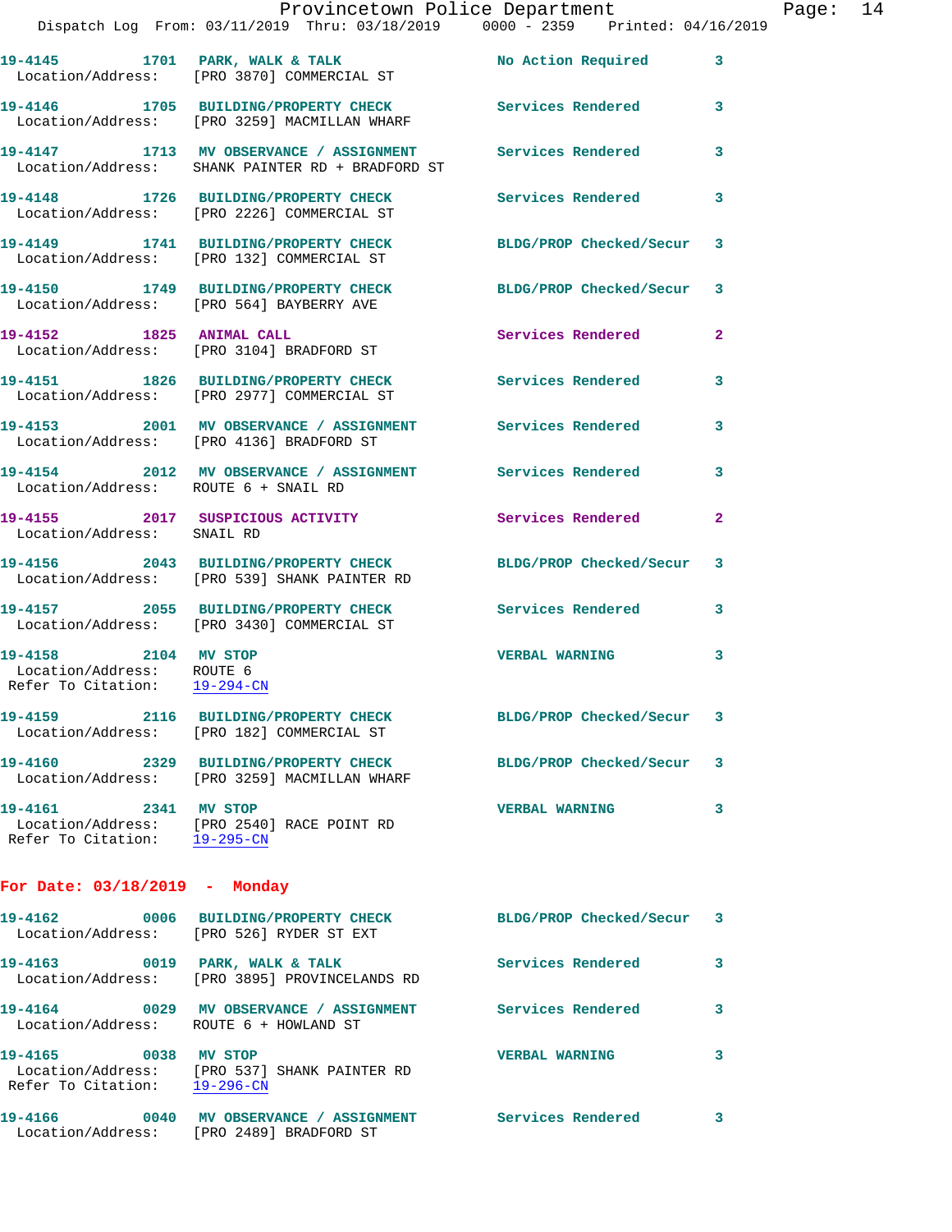19-4145 1701 PARK, WALK & TALK No Action Required 3
Location/Address: [PRO 3870] COMMERCIAL ST

19-4146 1705 BUILDING/PROPERTY CHECK Services Rendered 3
Location/Address: [PRO 3259] MACMILLAN WHARF

19-4147 1713 MV OBSERVANCE / ASSIGNMENT Services Rendered 3
Location/Address: SHANK PAINTER RD + BRADFORD ST

19-4148 1726 BUILDING/PROPERTY CHECK Services Rendered 3
Location/Address: [PRO 2226] COMMERCIAL ST

19-4149 1741 BUILDING/PROPERTY CHECK BLDG/PROP Checked/Secur 3
Location/Address: [PRO 132] COMMERCIAL ST

19-4150 1749 BUILDING/PROPERTY CHECK BLDG/PROP Checked/Secur 3
Location/Address: [PRO 564] BAYBERRY AVE

19-4152 1825 ANIMAL CALL Services Rendered 2
Location/Address: [PRO 3104] BRADFORD ST

19-4151 1826 BUILDING/PROPERTY CHECK Services Rendered 3
Location/Address: [PRO 2977] COMMERCIAL ST

19-4153 2001 MV OBSERVANCE / ASSIGNMENT Services Rendered 3
Location/Address: [PRO 4136] BRADFORD ST

19-4154 2012 MV OBSERVANCE / ASSIGNMENT Services Rendered 3
Location/Address: ROUTE 6 + SNAIL RD

19-4155 2017 SUSPICIOUS ACTIVITY Services Rendered 2
Location/Address: SNAIL RD

19-4156 2043 BUILDING/PROPERTY CHECK BLDG/PROP Checked/Secur 3
Location/Address: [PRO 539] SHANK PAINTER RD

19-4157 2055 BUILDING/PROPERTY CHECK Services Rendered 3
Location/Address: [PRO 3430] COMMERCIAL ST

19-4158 2104 MV STOP VERBAL WARNING 3
Location/Address: ROUTE 6
Refer To Citation: 19-294-CN

19-4159 2116 BUILDING/PROPERTY CHECK BLDG/PROP Checked/Secur 3
Location/Address: [PRO 182] COMMERCIAL ST

19-4160 2329 BUILDING/PROPERTY CHECK BLDG/PROP Checked/Secur 3
Location/Address: [PRO 3259] MACMILLAN WHARF

19-4161 2341 MV STOP VERBAL WARNING 3
Location/Address: [PRO 2540] RACE POINT RD
Refer To Citation: 19-295-CN

## For Date: 03/18/2019 - Monday

19-4162 0006 BUILDING/PROPERTY CHECK BLDG/PROP Checked/Secur 3
Location/Address: [PRO 526] RYDER ST EXT

19-4163 0019 PARK, WALK & TALK Services Rendered 3
Location/Address: [PRO 3895] PROVINCELANDS RD

19-4164 0029 MV OBSERVANCE / ASSIGNMENT Services Rendered 3
Location/Address: ROUTE 6 + HOWLAND ST

19-4165 0038 MV STOP VERBAL WARNING 3
Location/Address: [PRO 537] SHANK PAINTER RD
Refer To Citation: 19-296-CN

19-4166 0040 MV OBSERVANCE / ASSIGNMENT Services Rendered 3
Location/Address: [PRO 2489] BRADFORD ST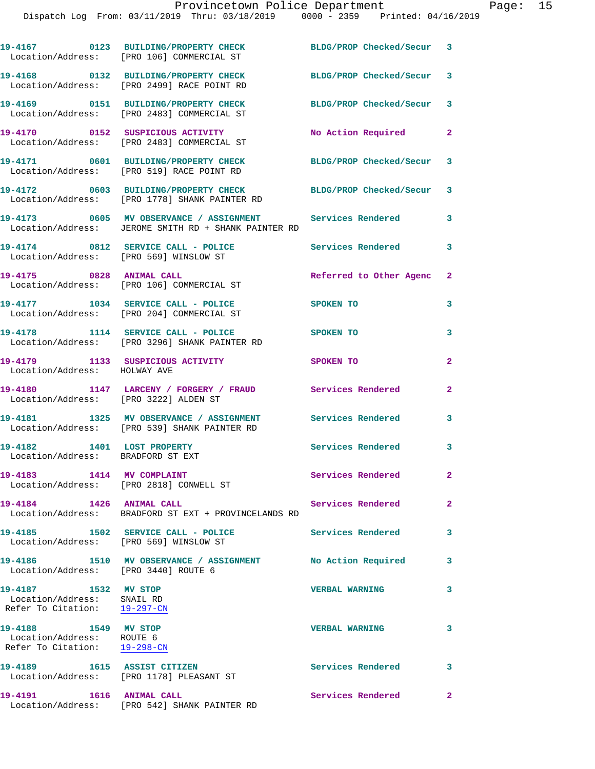19-4167 0123 BUILDING/PROPERTY CHECK BLDG/PROP Checked/Secur 3
Location/Address: [PRO 106] COMMERCIAL ST

19-4168 0132 BUILDING/PROPERTY CHECK BLDG/PROP Checked/Secur 3
Location/Address: [PRO 2499] RACE POINT RD

19-4169 0151 BUILDING/PROPERTY CHECK BLDG/PROP Checked/Secur 3
Location/Address: [PRO 2483] COMMERCIAL ST

19-4170 0152 SUSPICIOUS ACTIVITY No Action Required 2
Location/Address: [PRO 2483] COMMERCIAL ST

19-4171 0601 BUILDING/PROPERTY CHECK BLDG/PROP Checked/Secur 3
Location/Address: [PRO 519] RACE POINT RD

19-4172 0603 BUILDING/PROPERTY CHECK BLDG/PROP Checked/Secur 3
Location/Address: [PRO 1778] SHANK PAINTER RD

19-4173 0605 MV OBSERVANCE / ASSIGNMENT Services Rendered 3
Location/Address: JEROME SMITH RD + SHANK PAINTER RD

19-4174 0812 SERVICE CALL - POLICE Services Rendered 3
Location/Address: [PRO 569] WINSLOW ST

19-4175 0828 ANIMAL CALL Referred to Other Agenc 2
Location/Address: [PRO 106] COMMERCIAL ST

19-4177 1034 SERVICE CALL - POLICE SPOKEN TO 3
Location/Address: [PRO 204] COMMERCIAL ST

19-4178 1114 SERVICE CALL - POLICE SPOKEN TO 3
Location/Address: [PRO 3296] SHANK PAINTER RD

19-4179 1133 SUSPICIOUS ACTIVITY SPOKEN TO 2
Location/Address: HOLWAY AVE

19-4180 1147 LARCENY / FORGERY / FRAUD Services Rendered 2
Location/Address: [PRO 3222] ALDEN ST

19-4181 1325 MV OBSERVANCE / ASSIGNMENT Services Rendered 3
Location/Address: [PRO 539] SHANK PAINTER RD

19-4182 1401 LOST PROPERTY Services Rendered 3
Location/Address: BRADFORD ST EXT

19-4183 1414 MV COMPLAINT Services Rendered 2
Location/Address: [PRO 2818] CONWELL ST

19-4184 1426 ANIMAL CALL Services Rendered 2
Location/Address: BRADFORD ST EXT + PROVINCELANDS RD

19-4185 1502 SERVICE CALL - POLICE Services Rendered 3
Location/Address: [PRO 569] WINSLOW ST

19-4186 1510 MV OBSERVANCE / ASSIGNMENT No Action Required 3
Location/Address: [PRO 3440] ROUTE 6

19-4187 1532 MV STOP VERBAL WARNING 3
Location/Address: SNAIL RD
Refer To Citation: 19-297-CN

19-4188 1549 MV STOP VERBAL WARNING 3
Location/Address: ROUTE 6
Refer To Citation: 19-298-CN

19-4189 1615 ASSIST CITIZEN Services Rendered 3
Location/Address: [PRO 1178] PLEASANT ST

19-4191 1616 ANIMAL CALL Services Rendered 2
Location/Address: [PRO 542] SHANK PAINTER RD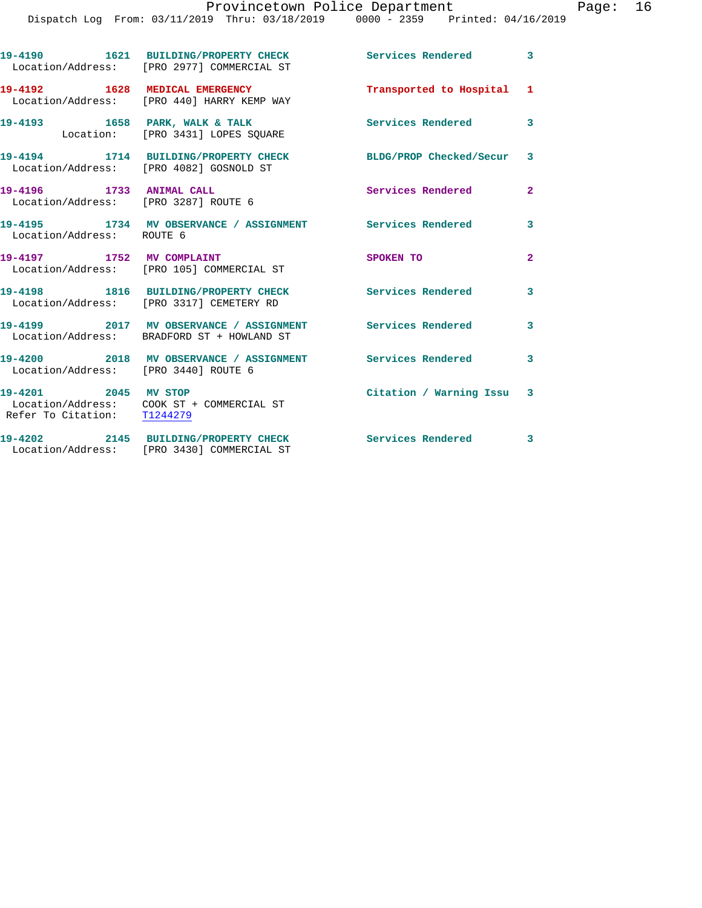**19-4190** 1621 **BUILDING/PROPERTY CHECK** Services Rendered 3
Location/Address: [PRO 2977] COMMERCIAL ST

**19-4192** 1628 **MEDICAL EMERGENCY** Transported to Hospital 1
Location/Address: [PRO 440] HARRY KEMP WAY

**19-4193** 1658 **PARK, WALK & TALK** Services Rendered 3
Location: [PRO 3431] LOPES SQUARE

**19-4194** 1714 **BUILDING/PROPERTY CHECK** BLDG/PROP Checked/Secur 3
Location/Address: [PRO 4082] GOSNOLD ST

**19-4196** 1733 **ANIMAL CALL** Services Rendered 2
Location/Address: [PRO 3287] ROUTE 6

**19-4195** 1734 **MV OBSERVANCE / ASSIGNMENT** Services Rendered 3
Location/Address: ROUTE 6

**19-4197** 1752 **MV COMPLAINT** SPOKEN TO 2
Location/Address: [PRO 105] COMMERCIAL ST

**19-4198** 1816 **BUILDING/PROPERTY CHECK** Services Rendered 3
Location/Address: [PRO 3317] CEMETERY RD

**19-4199** 2017 **MV OBSERVANCE / ASSIGNMENT** Services Rendered 3
Location/Address: BRADFORD ST + HOWLAND ST

**19-4200** 2018 **MV OBSERVANCE / ASSIGNMENT** Services Rendered 3
Location/Address: [PRO 3440] ROUTE 6

**19-4201** 2045 **MV STOP** Citation / Warning Issu 3
Location/Address: COOK ST + COMMERCIAL ST
Refer To Citation: T1244279

**19-4202** 2145 **BUILDING/PROPERTY CHECK** Services Rendered 3
Location/Address: [PRO 3430] COMMERCIAL ST